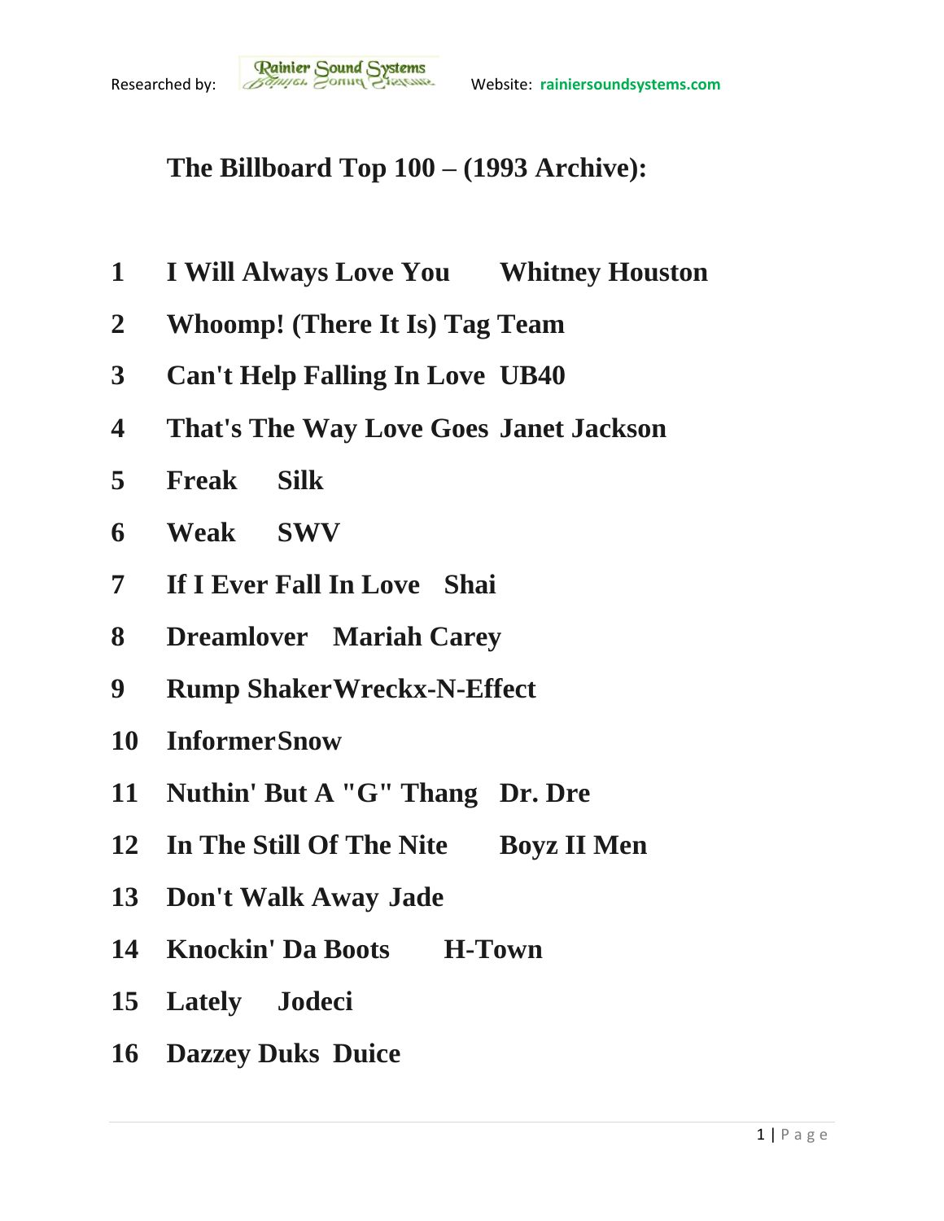Researched by: Rainier Sound Systems Website: rainiersoundsystems.com

# The Billboard Top 100 – (1993 Archive):

1 I Will Always Love You Whitney Houston
2 Whoomp! (There It Is) Tag Team
3 Can't Help Falling In Love UB40
4 That's The Way Love Goes Janet Jackson
5 Freak Silk
6 Weak SWV
7 If I Ever Fall In Love Shai
8 Dreamlover Mariah Carey
9 Rump Shaker Wreckx-N-Effect
10 Informer Snow
11 Nuthin' But A "G" Thang Dr. Dre
12 In The Still Of The Nite Boyz II Men
13 Don't Walk Away Jade
14 Knockin' Da Boots H-Town
15 Lately Jodeci
16 Dazzey Duks Duice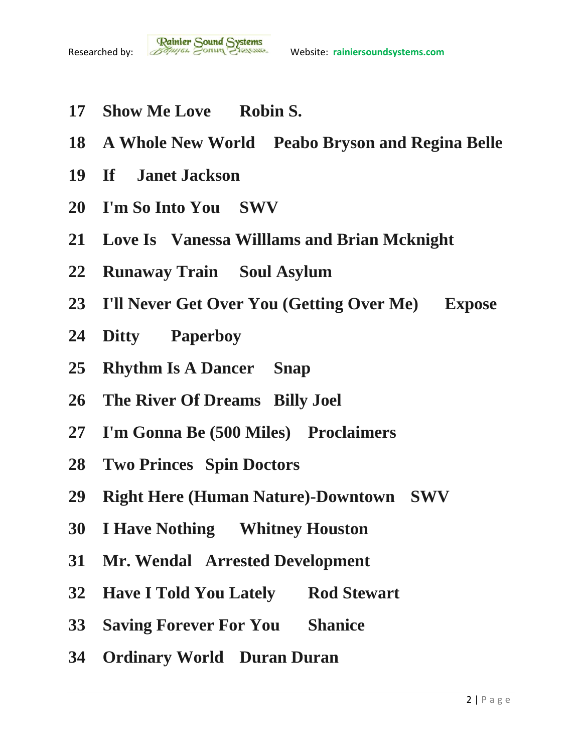**17 Show Me Love Robin S.**

**18 A Whole New World Peabo Bryson and Regina Belle**

**19 If Janet Jackson**

**20 I'm So Into You SWV**

**21 Love Is Vanessa Willlams and Brian Mcknight**

**22 Runaway Train Soul Asylum**

**23 I'll Never Get Over You (Getting Over Me) Expose**

**24 Ditty Paperboy**

**25 Rhythm Is A Dancer Snap**

**26 The River Of Dreams Billy Joel**

**27 I'm Gonna Be (500 Miles) Proclaimers**

**28 Two Princes Spin Doctors**

**29 Right Here (Human Nature)-Downtown SWV**

**30 I Have Nothing Whitney Houston**

**31 Mr. Wendal Arrested Development**

**32 Have I Told You Lately Rod Stewart**

**33 Saving Forever For You Shanice**

**34 Ordinary World Duran Duran**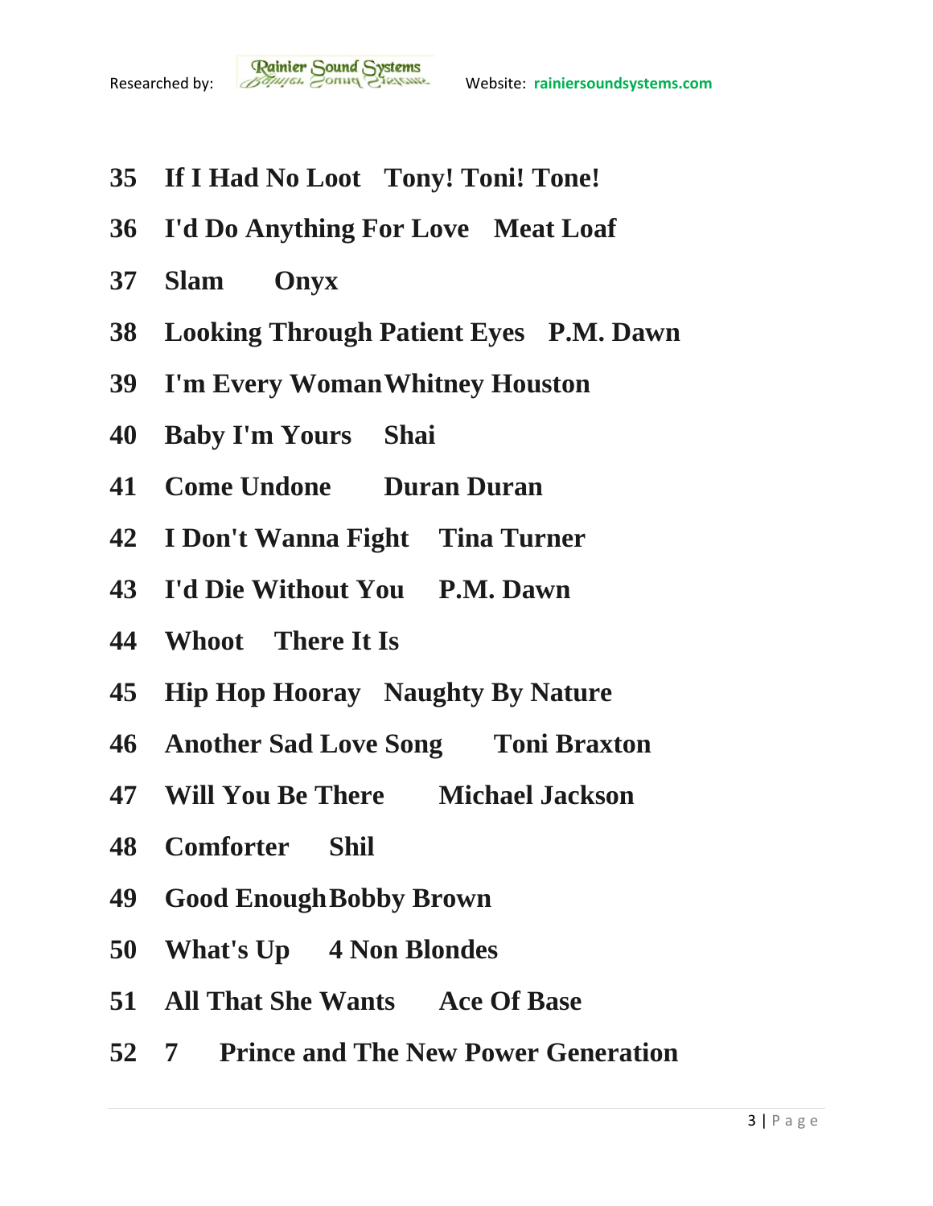| | | |
|---|---|---|
| 35 | If I Had No Loot | Tony! Toni! Tone! |
| 36 | I'd Do Anything For Love | Meat Loaf |
| 37 | Slam | Onyx |
| 38 | Looking Through Patient Eyes | P.M. Dawn |
| 39 | I'm Every Woman | Whitney Houston |
| 40 | Baby I'm Yours | Shai |
| 41 | Come Undone | Duran Duran |
| 42 | I Don't Wanna Fight | Tina Turner |
| 43 | I'd Die Without You | P.M. Dawn |
| 44 | Whoot | There It Is |
| 45 | Hip Hop Hooray | Naughty By Nature |
| 46 | Another Sad Love Song | Toni Braxton |
| 47 | Will You Be There | Michael Jackson |
| 48 | Comforter | Shil |
| 49 | Good Enough | Bobby Brown |
| 50 | What's Up | 4 Non Blondes |
| 51 | All That She Wants | Ace Of Base |
| 52 | 7 | Prince and The New Power Generation |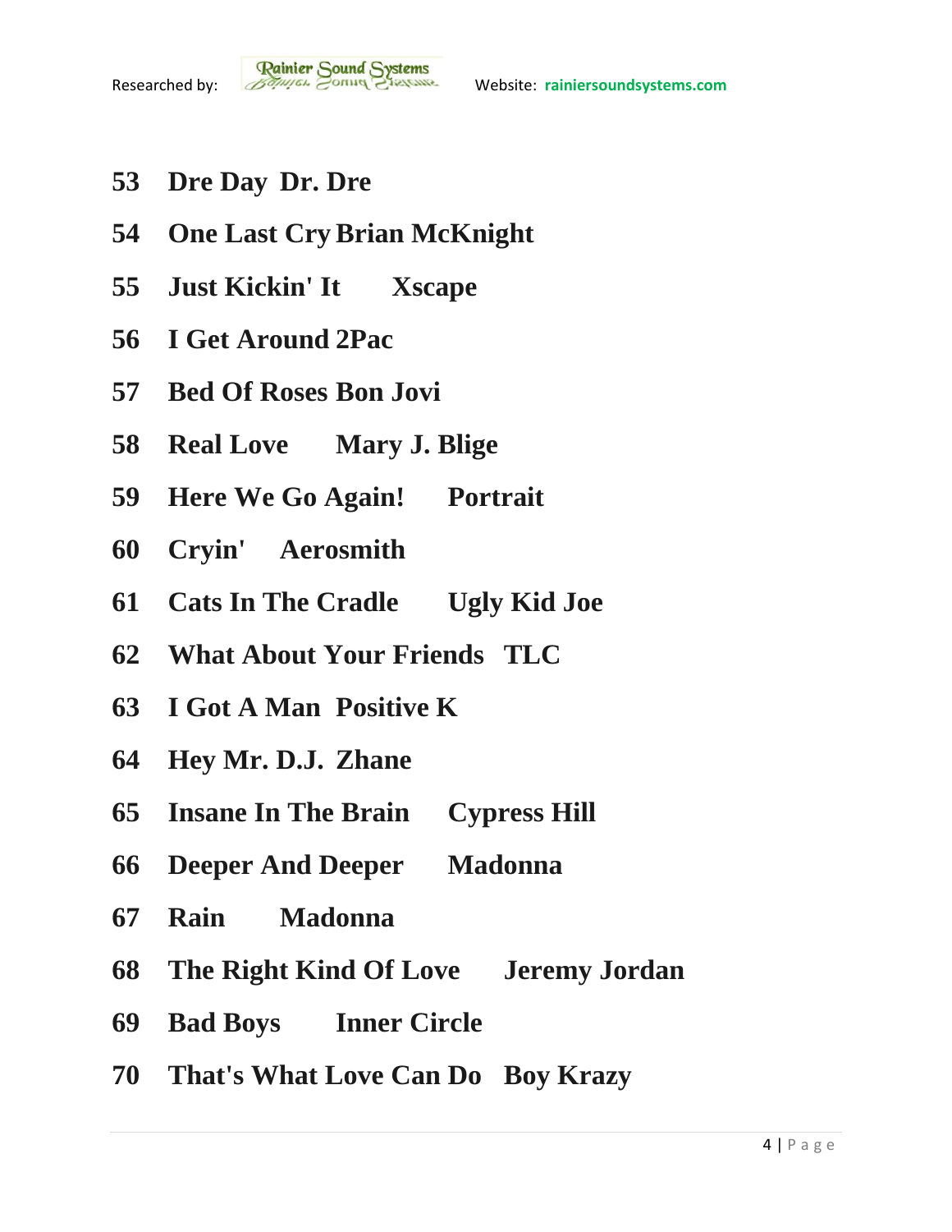**53 Dre Day Dr. Dre**

**54 One Last Cry Brian McKnight**

**55 Just Kickin' It Xscape**

**56 I Get Around 2Pac**

**57 Bed Of Roses Bon Jovi**

**58 Real Love Mary J. Blige**

**59 Here We Go Again! Portrait**

**60 Cryin' Aerosmith**

**61 Cats In The Cradle Ugly Kid Joe**

**62 What About Your Friends TLC**

**63 I Got A Man Positive K**

**64 Hey Mr. D.J. Zhane**

**65 Insane In The Brain Cypress Hill**

**66 Deeper And Deeper Madonna**

**67 Rain Madonna**

**68 The Right Kind Of Love Jeremy Jordan**

**69 Bad Boys Inner Circle**

**70 That's What Love Can Do Boy Krazy**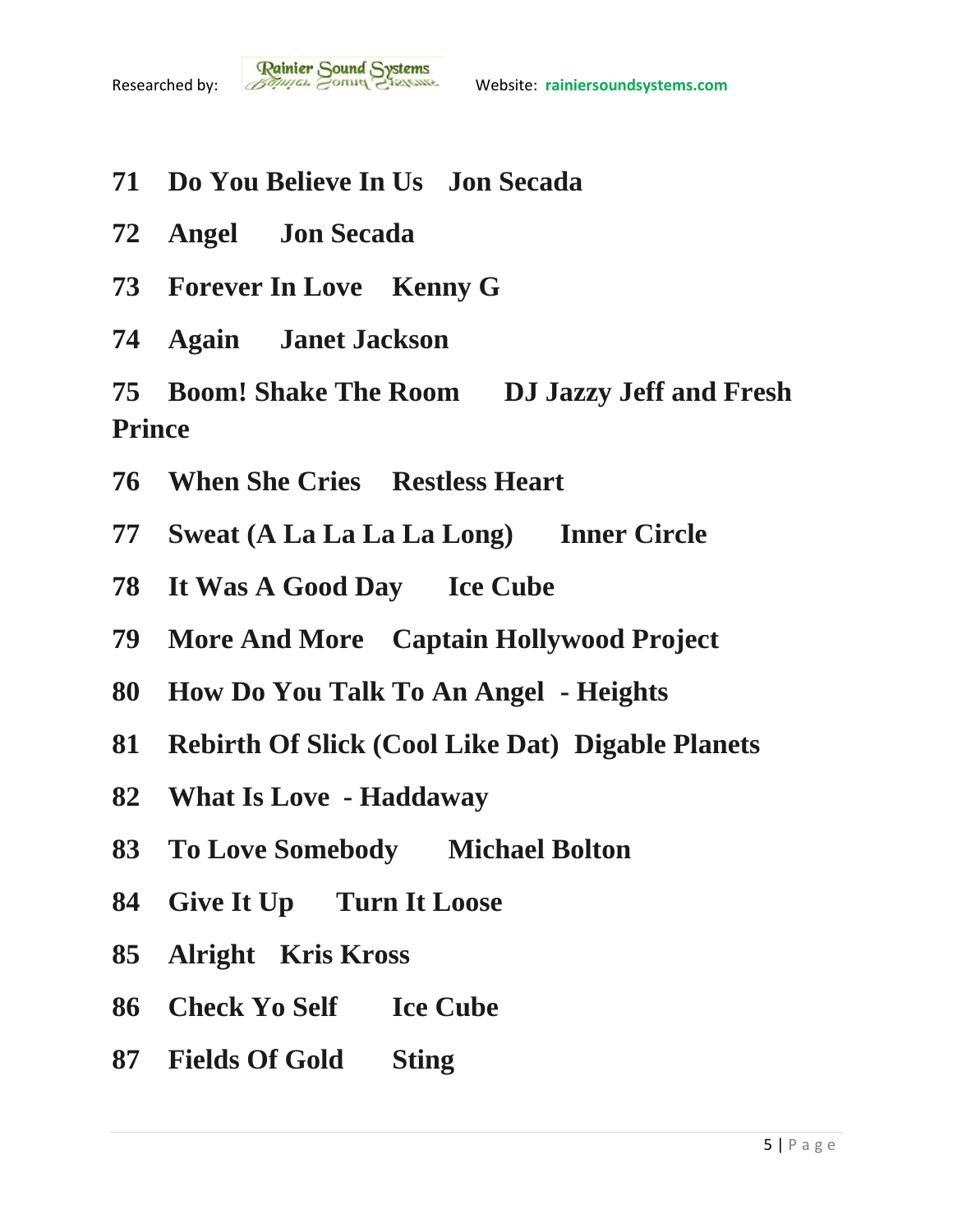**71 Do You Believe In Us Jon Secada**

**72 Angel Jon Secada**

**73 Forever In Love Kenny G**

**74 Again Janet Jackson**

**75 Boom! Shake The Room DJ Jazzy Jeff and Fresh Prince**

**76 When She Cries Restless Heart**

**77 Sweat (A La La La La Long) Inner Circle**

**78 It Was A Good Day Ice Cube**

**79 More And More Captain Hollywood Project**

**80 How Do You Talk To An Angel - Heights**

**81 Rebirth Of Slick (Cool Like Dat) Digable Planets**

**82 What Is Love - Haddaway**

**83 To Love Somebody Michael Bolton**

**84 Give It Up Turn It Loose**

**85 Alright Kris Kross**

**86 Check Yo Self Ice Cube**

**87 Fields Of Gold Sting**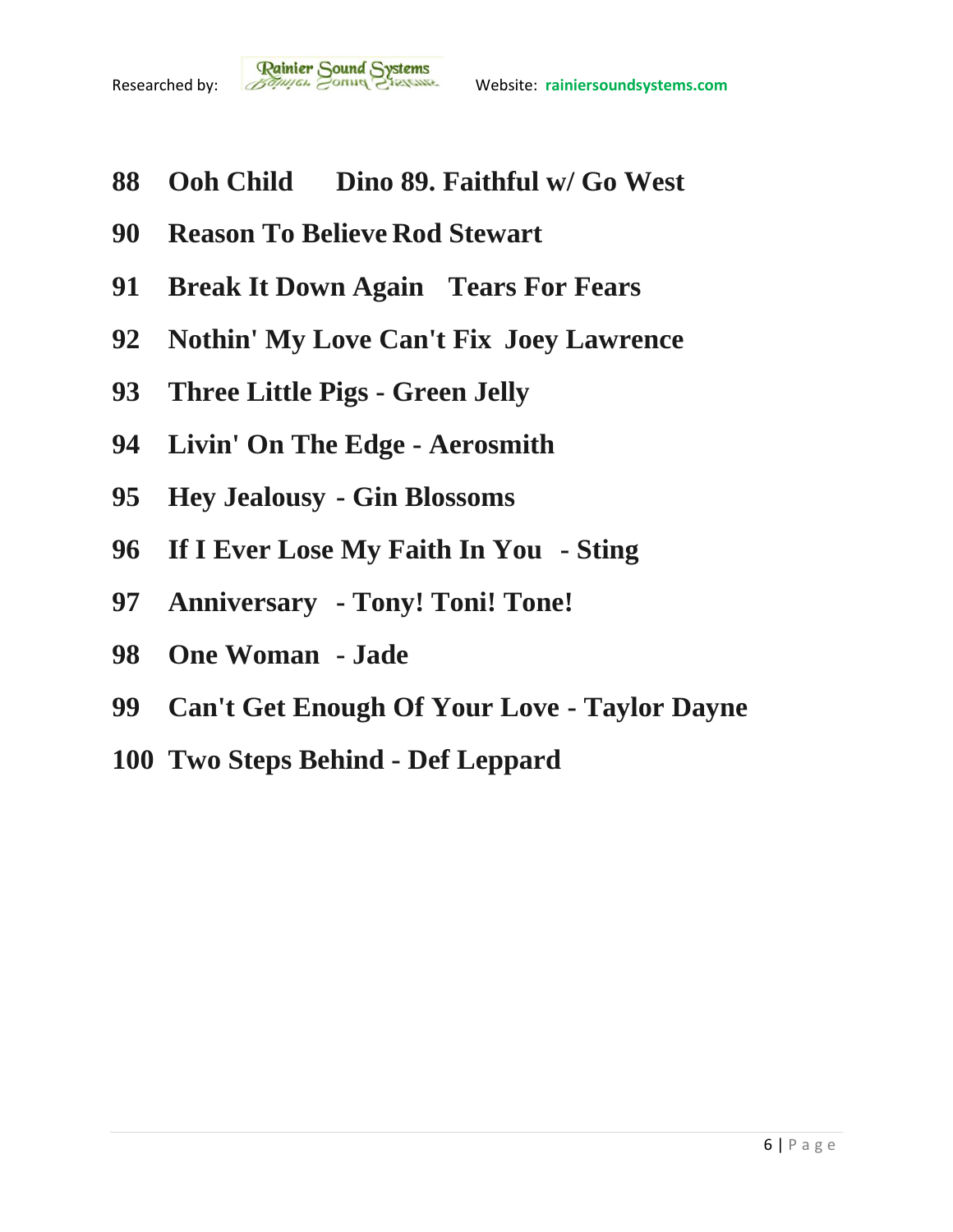88 Ooh Child Dino 89. Faithful w/ Go West

90 Reason To Believe Rod Stewart

91 Break It Down Again Tears For Fears

92 Nothin' My Love Can't Fix Joey Lawrence

93 Three Little Pigs - Green Jelly

94 Livin' On The Edge - Aerosmith

95 Hey Jealousy - Gin Blossoms

96 If I Ever Lose My Faith In You - Sting

97 Anniversary - Tony! Toni! Tone!

98 One Woman - Jade

99 Can't Get Enough Of Your Love - Taylor Dayne

100 Two Steps Behind - Def Leppard